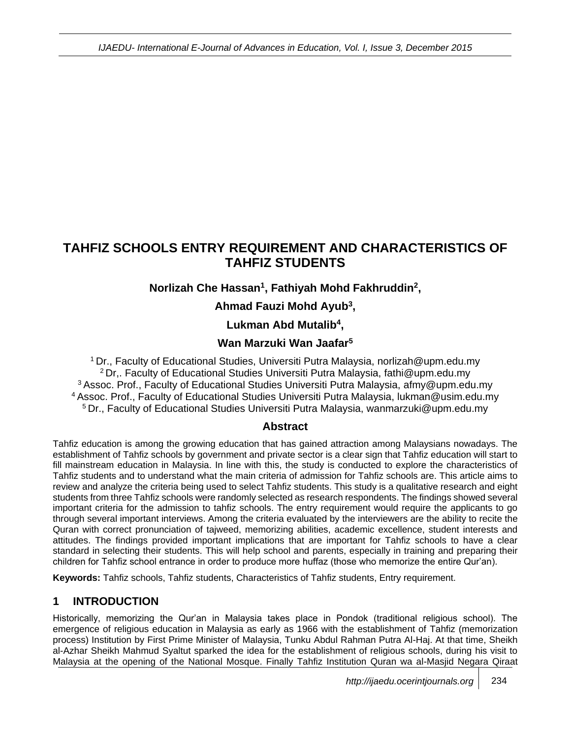# TAHFIZ SCHOOLS ENTRY REQUIREMENT AND CHARACTERISTICS OF TAHFIZ STUDENTS

**Norlizah Che Hassan[1], Fathiyah Mohd Fakhruddin[2],**

**Ahmad Fauzi Mohd Ayub[3],**

**Lukman Abd Mutalib[4],**

**Wan Marzuki Wan Jaafar[5]**

[1] Dr., Faculty of Educational Studies, Universiti Putra Malaysia, norlizah@upm.edu.my
[2] Dr,. Faculty of Educational Studies Universiti Putra Malaysia, fathi@upm.edu.my
[3] Assoc. Prof., Faculty of Educational Studies Universiti Putra Malaysia, afmy@upm.edu.my
[4] Assoc. Prof., Faculty of Educational Studies Universiti Putra Malaysia, lukman@usim.edu.my
[5] Dr., Faculty of Educational Studies Universiti Putra Malaysia, wanmarzuki@upm.edu.my

## Abstract

Tahfiz education is among the growing education that has gained attraction among Malaysians nowadays. The establishment of Tahfiz schools by government and private sector is a clear sign that Tahfiz education will start to fill mainstream education in Malaysia. In line with this, the study is conducted to explore the characteristics of Tahfiz students and to understand what the main criteria of admission for Tahfiz schools are. This article aims to review and analyze the criteria being used to select Tahfiz students. This study is a qualitative research and eight students from three Tahfiz schools were randomly selected as research respondents. The findings showed several important criteria for the admission to tahfiz schools. The entry requirement would require the applicants to go through several important interviews. Among the criteria evaluated by the interviewers are the ability to recite the Quran with correct pronunciation of tajweed, memorizing abilities, academic excellence, student interests and attitudes. The findings provided important implications that are important for Tahfiz schools to have a clear standard in selecting their students. This will help school and parents, especially in training and preparing their children for Tahfiz school entrance in order to produce more huffaz (those who memorize the entire Qur'an).

**Keywords:** Tahfiz schools, Tahfiz students, Characteristics of Tahfiz students, Entry requirement.

## 1 INTRODUCTION

Historically, memorizing the Qur'an in Malaysia takes place in Pondok (traditional religious school). The emergence of religious education in Malaysia as early as 1966 with the establishment of Tahfiz (memorization process) Institution by First Prime Minister of Malaysia, Tunku Abdul Rahman Putra Al-Haj. At that time, Sheikh al-Azhar Sheikh Mahmud Syaltut sparked the idea for the establishment of religious schools, during his visit to Malaysia at the opening of the National Mosque. Finally Tahfiz Institution Quran wa al-Masjid Negara Qiraat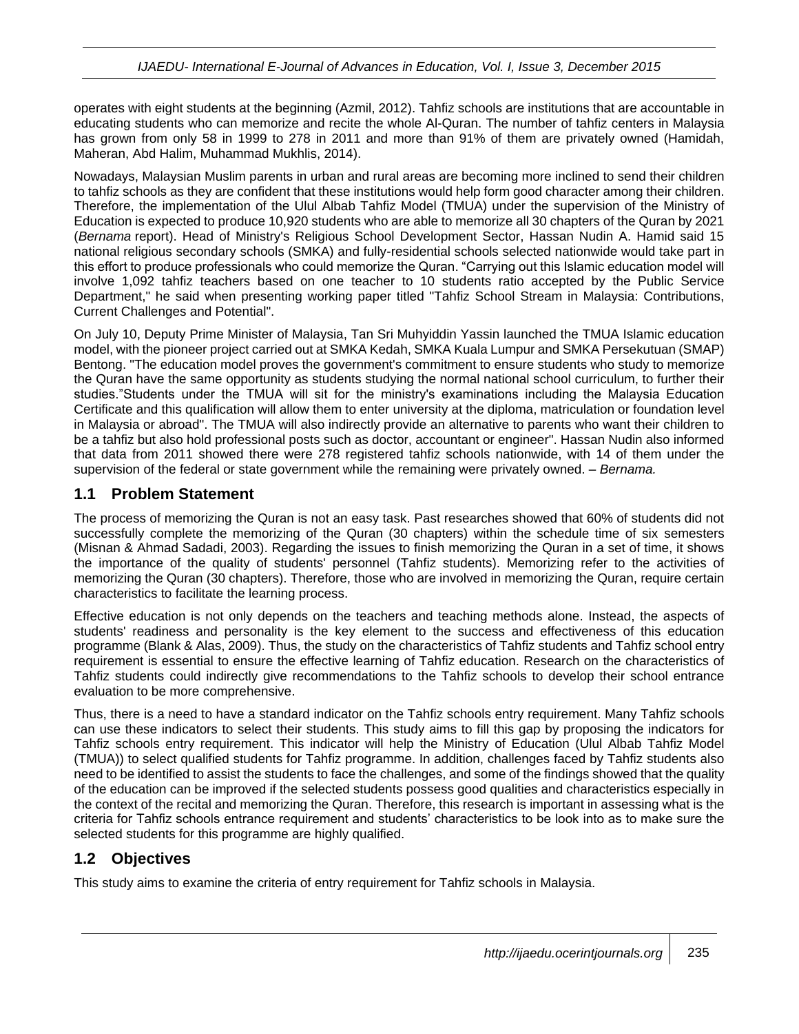operates with eight students at the beginning (Azmil, 2012). Tahfiz schools are institutions that are accountable in educating students who can memorize and recite the whole Al-Quran. The number of tahfiz centers in Malaysia has grown from only 58 in 1999 to 278 in 2011 and more than 91% of them are privately owned (Hamidah, Maheran, Abd Halim, Muhammad Mukhlis, 2014).

Nowadays, Malaysian Muslim parents in urban and rural areas are becoming more inclined to send their children to tahfiz schools as they are confident that these institutions would help form good character among their children. Therefore, the implementation of the Ulul Albab Tahfiz Model (TMUA) under the supervision of the Ministry of Education is expected to produce 10,920 students who are able to memorize all 30 chapters of the Quran by 2021 (*Bernama* report). Head of Ministry's Religious School Development Sector, Hassan Nudin A. Hamid said 15 national religious secondary schools (SMKA) and fully-residential schools selected nationwide would take part in this effort to produce professionals who could memorize the Quran. "Carrying out this Islamic education model will involve 1,092 tahfiz teachers based on one teacher to 10 students ratio accepted by the Public Service Department," he said when presenting working paper titled "Tahfiz School Stream in Malaysia: Contributions, Current Challenges and Potential".

On July 10, Deputy Prime Minister of Malaysia, Tan Sri Muhyiddin Yassin launched the TMUA Islamic education model, with the pioneer project carried out at SMKA Kedah, SMKA Kuala Lumpur and SMKA Persekutuan (SMAP) Bentong. "The education model proves the government's commitment to ensure students who study to memorize the Quran have the same opportunity as students studying the normal national school curriculum, to further their studies."Students under the TMUA will sit for the ministry's examinations including the Malaysia Education Certificate and this qualification will allow them to enter university at the diploma, matriculation or foundation level in Malaysia or abroad". The TMUA will also indirectly provide an alternative to parents who want their children to be a tahfiz but also hold professional posts such as doctor, accountant or engineer". Hassan Nudin also informed that data from 2011 showed there were 278 registered tahfiz schools nationwide, with 14 of them under the supervision of the federal or state government while the remaining were privately owned. – *Bernama.*

## 1.1 Problem Statement

The process of memorizing the Quran is not an easy task. Past researches showed that 60% of students did not successfully complete the memorizing of the Quran (30 chapters) within the schedule time of six semesters (Misnan & Ahmad Sadadi, 2003). Regarding the issues to finish memorizing the Quran in a set of time, it shows the importance of the quality of students' personnel (Tahfiz students). Memorizing refer to the activities of memorizing the Quran (30 chapters). Therefore, those who are involved in memorizing the Quran, require certain characteristics to facilitate the learning process.

Effective education is not only depends on the teachers and teaching methods alone. Instead, the aspects of students' readiness and personality is the key element to the success and effectiveness of this education programme (Blank & Alas, 2009). Thus, the study on the characteristics of Tahfiz students and Tahfiz school entry requirement is essential to ensure the effective learning of Tahfiz education. Research on the characteristics of Tahfiz students could indirectly give recommendations to the Tahfiz schools to develop their school entrance evaluation to be more comprehensive.

Thus, there is a need to have a standard indicator on the Tahfiz schools entry requirement. Many Tahfiz schools can use these indicators to select their students. This study aims to fill this gap by proposing the indicators for Tahfiz schools entry requirement. This indicator will help the Ministry of Education (Ulul Albab Tahfiz Model (TMUA)) to select qualified students for Tahfiz programme. In addition, challenges faced by Tahfiz students also need to be identified to assist the students to face the challenges, and some of the findings showed that the quality of the education can be improved if the selected students possess good qualities and characteristics especially in the context of the recital and memorizing the Quran. Therefore, this research is important in assessing what is the criteria for Tahfiz schools entrance requirement and students' characteristics to be look into as to make sure the selected students for this programme are highly qualified.

## 1.2 Objectives

This study aims to examine the criteria of entry requirement for Tahfiz schools in Malaysia.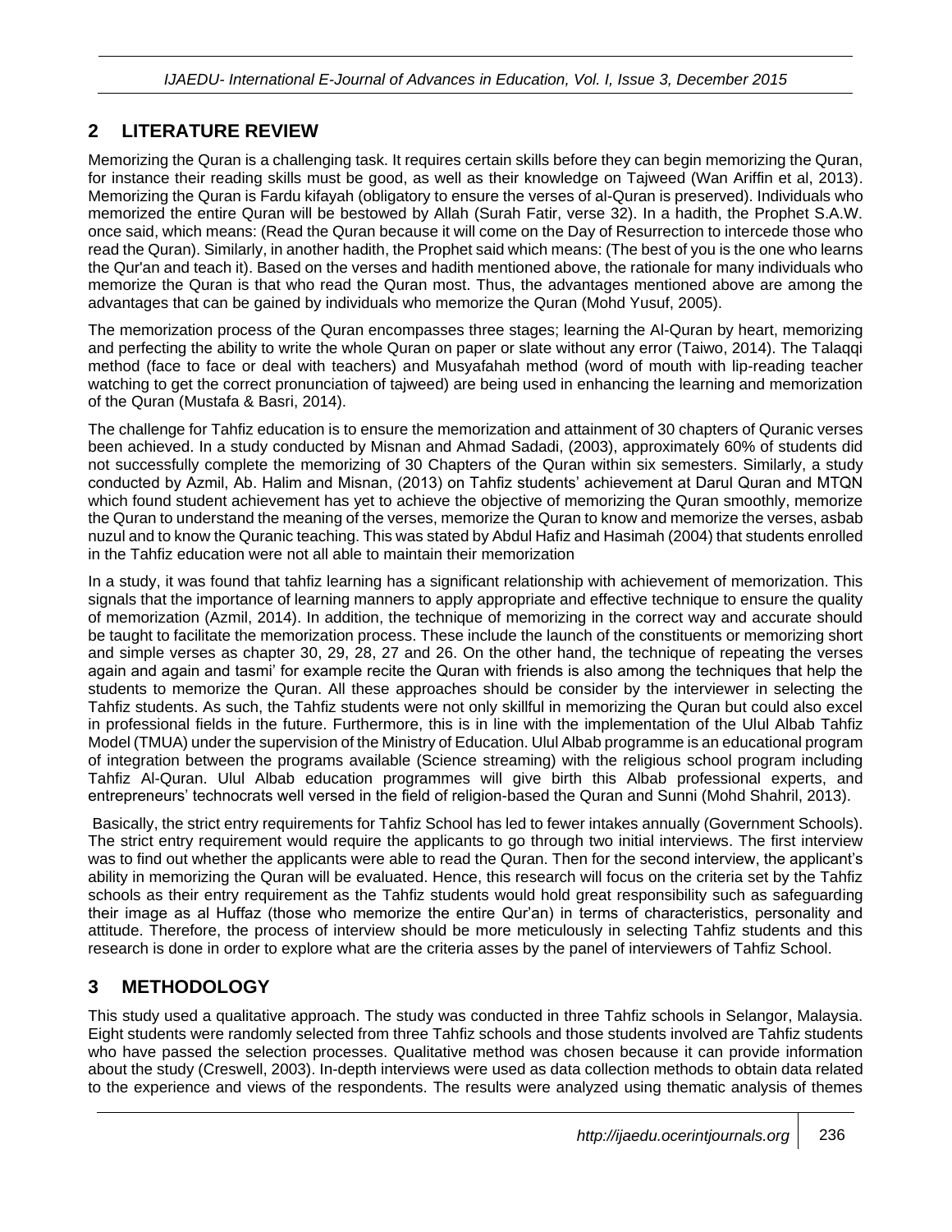## 2 LITERATURE REVIEW

Memorizing the Quran is a challenging task. It requires certain skills before they can begin memorizing the Quran, for instance their reading skills must be good, as well as their knowledge on Tajweed (Wan Ariffin et al, 2013). Memorizing the Quran is Fardu kifayah (obligatory to ensure the verses of al-Quran is preserved). Individuals who memorized the entire Quran will be bestowed by Allah (Surah Fatir, verse 32). In a hadith, the Prophet S.A.W. once said, which means: (Read the Quran because it will come on the Day of Resurrection to intercede those who read the Quran). Similarly, in another hadith, the Prophet said which means: (The best of you is the one who learns the Qur'an and teach it). Based on the verses and hadith mentioned above, the rationale for many individuals who memorize the Quran is that who read the Quran most. Thus, the advantages mentioned above are among the advantages that can be gained by individuals who memorize the Quran (Mohd Yusuf, 2005).

The memorization process of the Quran encompasses three stages; learning the Al-Quran by heart, memorizing and perfecting the ability to write the whole Quran on paper or slate without any error (Taiwo, 2014). The Talaqqi method (face to face or deal with teachers) and Musyafahah method (word of mouth with lip-reading teacher watching to get the correct pronunciation of tajweed) are being used in enhancing the learning and memorization of the Quran (Mustafa & Basri, 2014).

The challenge for Tahfiz education is to ensure the memorization and attainment of 30 chapters of Quranic verses been achieved. In a study conducted by Misnan and Ahmad Sadadi, (2003), approximately 60% of students did not successfully complete the memorizing of 30 Chapters of the Quran within six semesters. Similarly, a study conducted by Azmil, Ab. Halim and Misnan, (2013) on Tahfiz students' achievement at Darul Quran and MTQN which found student achievement has yet to achieve the objective of memorizing the Quran smoothly, memorize the Quran to understand the meaning of the verses, memorize the Quran to know and memorize the verses, asbab nuzul and to know the Quranic teaching. This was stated by Abdul Hafiz and Hasimah (2004) that students enrolled in the Tahfiz education were not all able to maintain their memorization

In a study, it was found that tahfiz learning has a significant relationship with achievement of memorization. This signals that the importance of learning manners to apply appropriate and effective technique to ensure the quality of memorization (Azmil, 2014). In addition, the technique of memorizing in the correct way and accurate should be taught to facilitate the memorization process. These include the launch of the constituents or memorizing short and simple verses as chapter 30, 29, 28, 27 and 26. On the other hand, the technique of repeating the verses again and again and tasmi' for example recite the Quran with friends is also among the techniques that help the students to memorize the Quran. All these approaches should be consider by the interviewer in selecting the Tahfiz students. As such, the Tahfiz students were not only skillful in memorizing the Quran but could also excel in professional fields in the future. Furthermore, this is in line with the implementation of the Ulul Albab Tahfiz Model (TMUA) under the supervision of the Ministry of Education. Ulul Albab programme is an educational program of integration between the programs available (Science streaming) with the religious school program including Tahfiz Al-Quran. Ulul Albab education programmes will give birth this Albab professional experts, and entrepreneurs' technocrats well versed in the field of religion-based the Quran and Sunni (Mohd Shahril, 2013).

Basically, the strict entry requirements for Tahfiz School has led to fewer intakes annually (Government Schools). The strict entry requirement would require the applicants to go through two initial interviews. The first interview was to find out whether the applicants were able to read the Quran. Then for the second interview, the applicant's ability in memorizing the Quran will be evaluated. Hence, this research will focus on the criteria set by the Tahfiz schools as their entry requirement as the Tahfiz students would hold great responsibility such as safeguarding their image as al Huffaz (those who memorize the entire Qur'an) in terms of characteristics, personality and attitude. Therefore, the process of interview should be more meticulously in selecting Tahfiz students and this research is done in order to explore what are the criteria asses by the panel of interviewers of Tahfiz School.

## 3 METHODOLOGY

This study used a qualitative approach. The study was conducted in three Tahfiz schools in Selangor, Malaysia. Eight students were randomly selected from three Tahfiz schools and those students involved are Tahfiz students who have passed the selection processes. Qualitative method was chosen because it can provide information about the study (Creswell, 2003). In-depth interviews were used as data collection methods to obtain data related to the experience and views of the respondents. The results were analyzed using thematic analysis of themes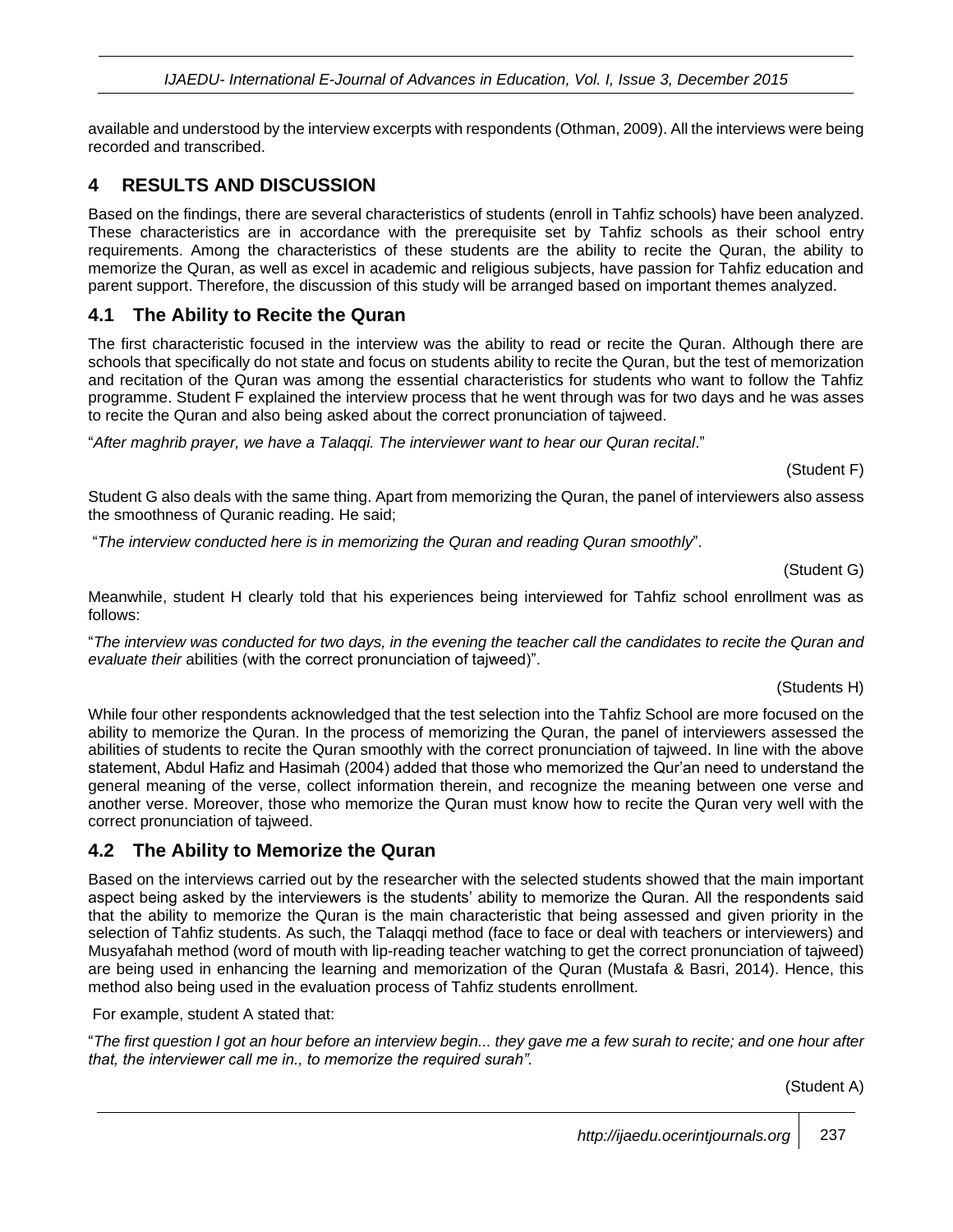available and understood by the interview excerpts with respondents (Othman, 2009). All the interviews were being recorded and transcribed.

## 4 RESULTS AND DISCUSSION

Based on the findings, there are several characteristics of students (enroll in Tahfiz schools) have been analyzed. These characteristics are in accordance with the prerequisite set by Tahfiz schools as their school entry requirements. Among the characteristics of these students are the ability to recite the Quran, the ability to memorize the Quran, as well as excel in academic and religious subjects, have passion for Tahfiz education and parent support. Therefore, the discussion of this study will be arranged based on important themes analyzed.

### 4.1 The Ability to Recite the Quran

The first characteristic focused in the interview was the ability to read or recite the Quran. Although there are schools that specifically do not state and focus on students ability to recite the Quran, but the test of memorization and recitation of the Quran was among the essential characteristics for students who want to follow the Tahfiz programme. Student F explained the interview process that he went through was for two days and he was asses to recite the Quran and also being asked about the correct pronunciation of tajweed.

"*After maghrib prayer, we have a Talaqqi. The interviewer want to hear our Quran recital*."

(Student F)

Student G also deals with the same thing. Apart from memorizing the Quran, the panel of interviewers also assess the smoothness of Quranic reading. He said;

"*The interview conducted here is in memorizing the Quran and reading Quran smoothly*".

(Student G)

Meanwhile, student H clearly told that his experiences being interviewed for Tahfiz school enrollment was as follows:

"*The interview was conducted for two days, in the evening the teacher call the candidates to recite the Quran and evaluate their* abilities (with the correct pronunciation of tajweed)".

(Students H)

While four other respondents acknowledged that the test selection into the Tahfiz School are more focused on the ability to memorize the Quran. In the process of memorizing the Quran, the panel of interviewers assessed the abilities of students to recite the Quran smoothly with the correct pronunciation of tajweed. In line with the above statement, Abdul Hafiz and Hasimah (2004) added that those who memorized the Qur'an need to understand the general meaning of the verse, collect information therein, and recognize the meaning between one verse and another verse. Moreover, those who memorize the Quran must know how to recite the Quran very well with the correct pronunciation of tajweed.

### 4.2 The Ability to Memorize the Quran

Based on the interviews carried out by the researcher with the selected students showed that the main important aspect being asked by the interviewers is the students' ability to memorize the Quran. All the respondents said that the ability to memorize the Quran is the main characteristic that being assessed and given priority in the selection of Tahfiz students. As such, the Talaqqi method (face to face or deal with teachers or interviewers) and Musyafahah method (word of mouth with lip-reading teacher watching to get the correct pronunciation of tajweed) are being used in enhancing the learning and memorization of the Quran (Mustafa & Basri, 2014). Hence, this method also being used in the evaluation process of Tahfiz students enrollment.

For example, student A stated that:

"*The first question I got an hour before an interview begin... they gave me a few surah to recite; and one hour after that, the interviewer call me in., to memorize the required surah".*

(Student A)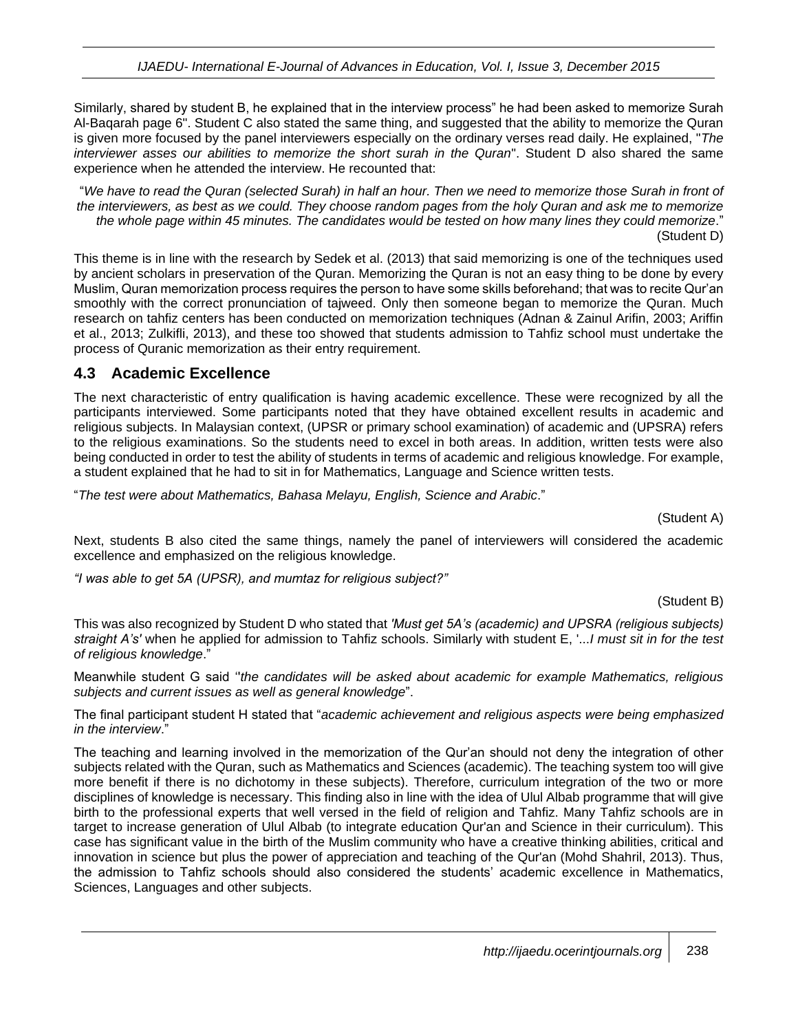Similarly, shared by student B, he explained that in the interview process" he had been asked to memorize Surah Al-Baqarah page 6". Student C also stated the same thing, and suggested that the ability to memorize the Quran is given more focused by the panel interviewers especially on the ordinary verses read daily. He explained, "*The interviewer asses our abilities to memorize the short surah in the Quran*". Student D also shared the same experience when he attended the interview. He recounted that:

> "*We have to read the Quran (selected Surah) in half an hour. Then we need to memorize those Surah in front of the interviewers, as best as we could. They choose random pages from the holy Quran and ask me to memorize the whole page within 45 minutes. The candidates would be tested on how many lines they could memorize*." (Student D)

This theme is in line with the research by Sedek et al. (2013) that said memorizing is one of the techniques used by ancient scholars in preservation of the Quran. Memorizing the Quran is not an easy thing to be done by every Muslim, Quran memorization process requires the person to have some skills beforehand; that was to recite Qur'an smoothly with the correct pronunciation of tajweed. Only then someone began to memorize the Quran. Much research on tahfiz centers has been conducted on memorization techniques (Adnan & Zainul Arifin, 2003; Ariffin et al., 2013; Zulkifli, 2013), and these too showed that students admission to Tahfiz school must undertake the process of Quranic memorization as their entry requirement.

## 4.3 Academic Excellence

The next characteristic of entry qualification is having academic excellence. These were recognized by all the participants interviewed. Some participants noted that they have obtained excellent results in academic and religious subjects. In Malaysian context, (UPSR or primary school examination) of academic and (UPSRA) refers to the religious examinations. So the students need to excel in both areas. In addition, written tests were also being conducted in order to test the ability of students in terms of academic and religious knowledge. For example, a student explained that he had to sit in for Mathematics, Language and Science written tests.

"*The test were about Mathematics, Bahasa Melayu, English, Science and Arabic*."

(Student A)

Next, students B also cited the same things, namely the panel of interviewers will considered the academic excellence and emphasized on the religious knowledge.

*"I was able to get 5A (UPSR), and mumtaz for religious subject?"*

(Student B)

This was also recognized by Student D who stated that *'Must get 5A's (academic) and UPSRA (religious subjects) straight A's'* when he applied for admission to Tahfiz schools. Similarly with student E, '...*I must sit in for the test of religious knowledge*."

Meanwhile student G said "*the candidates will be asked about academic for example Mathematics, religious subjects and current issues as well as general knowledge*".

The final participant student H stated that "*academic achievement and religious aspects were being emphasized in the interview*."

The teaching and learning involved in the memorization of the Qur'an should not deny the integration of other subjects related with the Quran, such as Mathematics and Sciences (academic). The teaching system too will give more benefit if there is no dichotomy in these subjects). Therefore, curriculum integration of the two or more disciplines of knowledge is necessary. This finding also in line with the idea of Ulul Albab programme that will give birth to the professional experts that well versed in the field of religion and Tahfiz. Many Tahfiz schools are in target to increase generation of Ulul Albab (to integrate education Qur'an and Science in their curriculum). This case has significant value in the birth of the Muslim community who have a creative thinking abilities, critical and innovation in science but plus the power of appreciation and teaching of the Qur'an (Mohd Shahril, 2013). Thus, the admission to Tahfiz schools should also considered the students' academic excellence in Mathematics, Sciences, Languages and other subjects.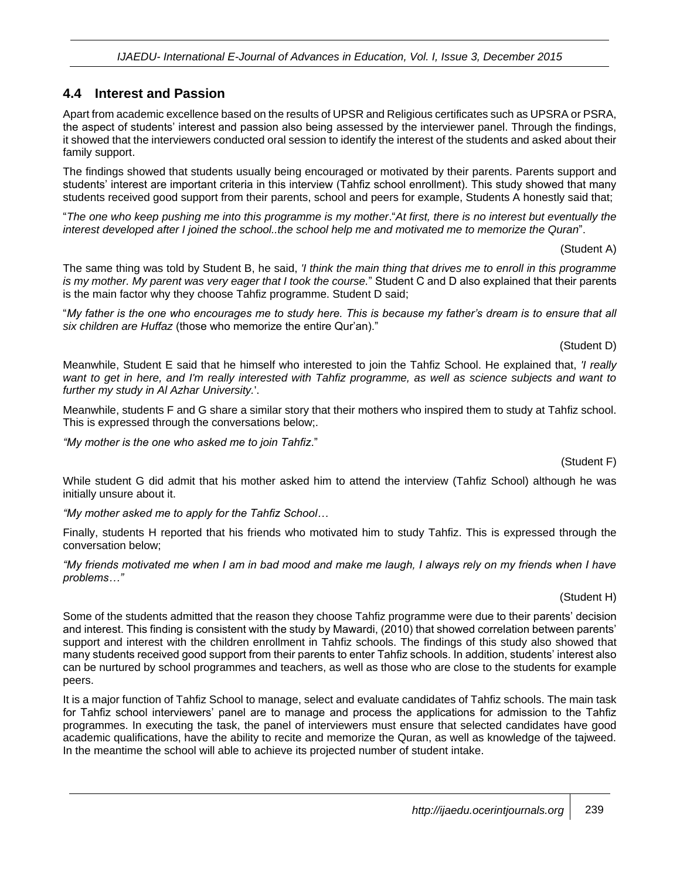## 4.4 Interest and Passion

Apart from academic excellence based on the results of UPSR and Religious certificates such as UPSRA or PSRA, the aspect of students' interest and passion also being assessed by the interviewer panel. Through the findings, it showed that the interviewers conducted oral session to identify the interest of the students and asked about their family support.

The findings showed that students usually being encouraged or motivated by their parents. Parents support and students' interest are important criteria in this interview (Tahfiz school enrollment). This study showed that many students received good support from their parents, school and peers for example, Students A honestly said that;

"*The one who keep pushing me into this programme is my mother*."*At first, there is no interest but eventually the interest developed after I joined the school..the school help me and motivated me to memorize the Quran*".

(Student A)

The same thing was told by Student B, he said, *'I think the main thing that drives me to enroll in this programme is my mother. My parent was very eager that I took the course.*" Student C and D also explained that their parents is the main factor why they choose Tahfiz programme. Student D said;

"*My father is the one who encourages me to study here. This is because my father's dream is to ensure that all six children are Huffaz* (those who memorize the entire Qur'an)."

(Student D)

Meanwhile, Student E said that he himself who interested to join the Tahfiz School. He explained that, *'I really want to get in here, and I'm really interested with Tahfiz programme, as well as science subjects and want to further my study in Al Azhar University.*'.

Meanwhile, students F and G share a similar story that their mothers who inspired them to study at Tahfiz school. This is expressed through the conversations below;.

*"My mother is the one who asked me to join Tahfiz*."

(Student F)

While student G did admit that his mother asked him to attend the interview (Tahfiz School) although he was initially unsure about it.

*"My mother asked me to apply for the Tahfiz School…*

Finally, students H reported that his friends who motivated him to study Tahfiz. This is expressed through the conversation below;

*"My friends motivated me when I am in bad mood and make me laugh, I always rely on my friends when I have problems…"*

(Student H)

Some of the students admitted that the reason they choose Tahfiz programme were due to their parents' decision and interest. This finding is consistent with the study by Mawardi, (2010) that showed correlation between parents' support and interest with the children enrollment in Tahfiz schools. The findings of this study also showed that many students received good support from their parents to enter Tahfiz schools. In addition, students' interest also can be nurtured by school programmes and teachers, as well as those who are close to the students for example peers.

It is a major function of Tahfiz School to manage, select and evaluate candidates of Tahfiz schools. The main task for Tahfiz school interviewers' panel are to manage and process the applications for admission to the Tahfiz programmes. In executing the task, the panel of interviewers must ensure that selected candidates have good academic qualifications, have the ability to recite and memorize the Quran, as well as knowledge of the tajweed. In the meantime the school will able to achieve its projected number of student intake.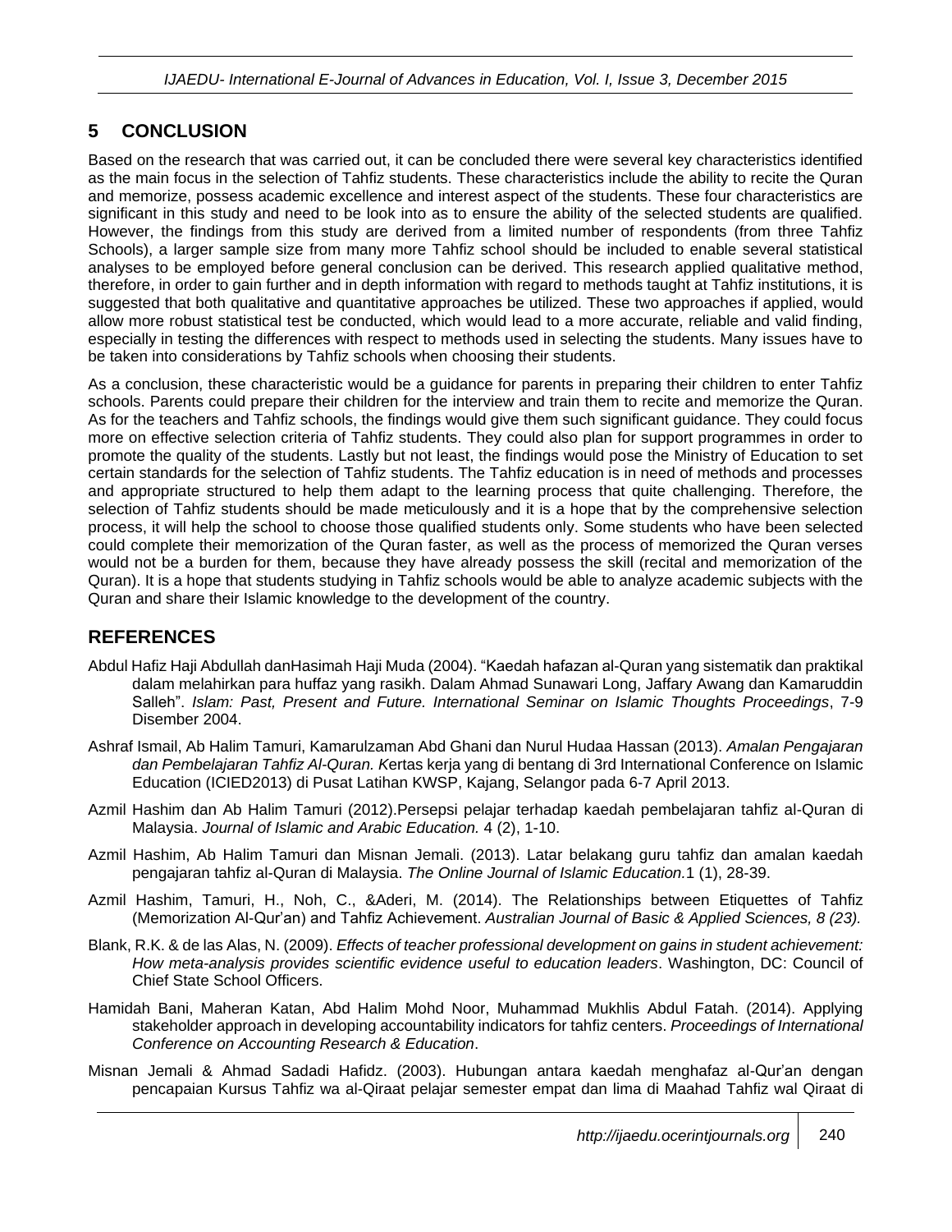## 5 CONCLUSION

Based on the research that was carried out, it can be concluded there were several key characteristics identified as the main focus in the selection of Tahfiz students. These characteristics include the ability to recite the Quran and memorize, possess academic excellence and interest aspect of the students. These four characteristics are significant in this study and need to be look into as to ensure the ability of the selected students are qualified. However, the findings from this study are derived from a limited number of respondents (from three Tahfiz Schools), a larger sample size from many more Tahfiz school should be included to enable several statistical analyses to be employed before general conclusion can be derived. This research applied qualitative method, therefore, in order to gain further and in depth information with regard to methods taught at Tahfiz institutions, it is suggested that both qualitative and quantitative approaches be utilized. These two approaches if applied, would allow more robust statistical test be conducted, which would lead to a more accurate, reliable and valid finding, especially in testing the differences with respect to methods used in selecting the students. Many issues have to be taken into considerations by Tahfiz schools when choosing their students.

As a conclusion, these characteristic would be a guidance for parents in preparing their children to enter Tahfiz schools. Parents could prepare their children for the interview and train them to recite and memorize the Quran. As for the teachers and Tahfiz schools, the findings would give them such significant guidance. They could focus more on effective selection criteria of Tahfiz students. They could also plan for support programmes in order to promote the quality of the students. Lastly but not least, the findings would pose the Ministry of Education to set certain standards for the selection of Tahfiz students. The Tahfiz education is in need of methods and processes and appropriate structured to help them adapt to the learning process that quite challenging. Therefore, the selection of Tahfiz students should be made meticulously and it is a hope that by the comprehensive selection process, it will help the school to choose those qualified students only. Some students who have been selected could complete their memorization of the Quran faster, as well as the process of memorized the Quran verses would not be a burden for them, because they have already possess the skill (recital and memorization of the Quran). It is a hope that students studying in Tahfiz schools would be able to analyze academic subjects with the Quran and share their Islamic knowledge to the development of the country.

## REFERENCES

Abdul Hafiz Haji Abdullah danHasimah Haji Muda (2004). "Kaedah hafazan al-Quran yang sistematik dan praktikal dalam melahirkan para huffaz yang rasikh. Dalam Ahmad Sunawari Long, Jaffary Awang dan Kamaruddin Salleh". *Islam: Past, Present and Future. International Seminar on Islamic Thoughts Proceedings*, 7-9 Disember 2004.

Ashraf Ismail, Ab Halim Tamuri, Kamarulzaman Abd Ghani dan Nurul Hudaa Hassan (2013). *Amalan Pengajaran dan Pembelajaran Tahfiz Al-Quran. K*ertas kerja yang di bentang di 3rd International Conference on Islamic Education (ICIED2013) di Pusat Latihan KWSP, Kajang, Selangor pada 6-7 April 2013.

Azmil Hashim dan Ab Halim Tamuri (2012).Persepsi pelajar terhadap kaedah pembelajaran tahfiz al-Quran di Malaysia. *Journal of Islamic and Arabic Education.* 4 (2), 1-10.

Azmil Hashim, Ab Halim Tamuri dan Misnan Jemali. (2013). Latar belakang guru tahfiz dan amalan kaedah pengajaran tahfiz al-Quran di Malaysia. *The Online Journal of Islamic Education.*1 (1), 28-39.

Azmil Hashim, Tamuri, H., Noh, C., &Aderi, M. (2014). The Relationships between Etiquettes of Tahfiz (Memorization Al-Qur'an) and Tahfiz Achievement. *Australian Journal of Basic & Applied Sciences, 8 (23).*

Blank, R.K. & de las Alas, N. (2009). *Effects of teacher professional development on gains in student achievement: How meta-analysis provides scientific evidence useful to education leaders*. Washington, DC: Council of Chief State School Officers.

Hamidah Bani, Maheran Katan, Abd Halim Mohd Noor, Muhammad Mukhlis Abdul Fatah. (2014). Applying stakeholder approach in developing accountability indicators for tahfiz centers. *Proceedings of International Conference on Accounting Research & Education*.

Misnan Jemali & Ahmad Sadadi Hafidz. (2003). Hubungan antara kaedah menghafaz al-Qur'an dengan pencapaian Kursus Tahfiz wa al-Qiraat pelajar semester empat dan lima di Maahad Tahfiz wal Qiraat di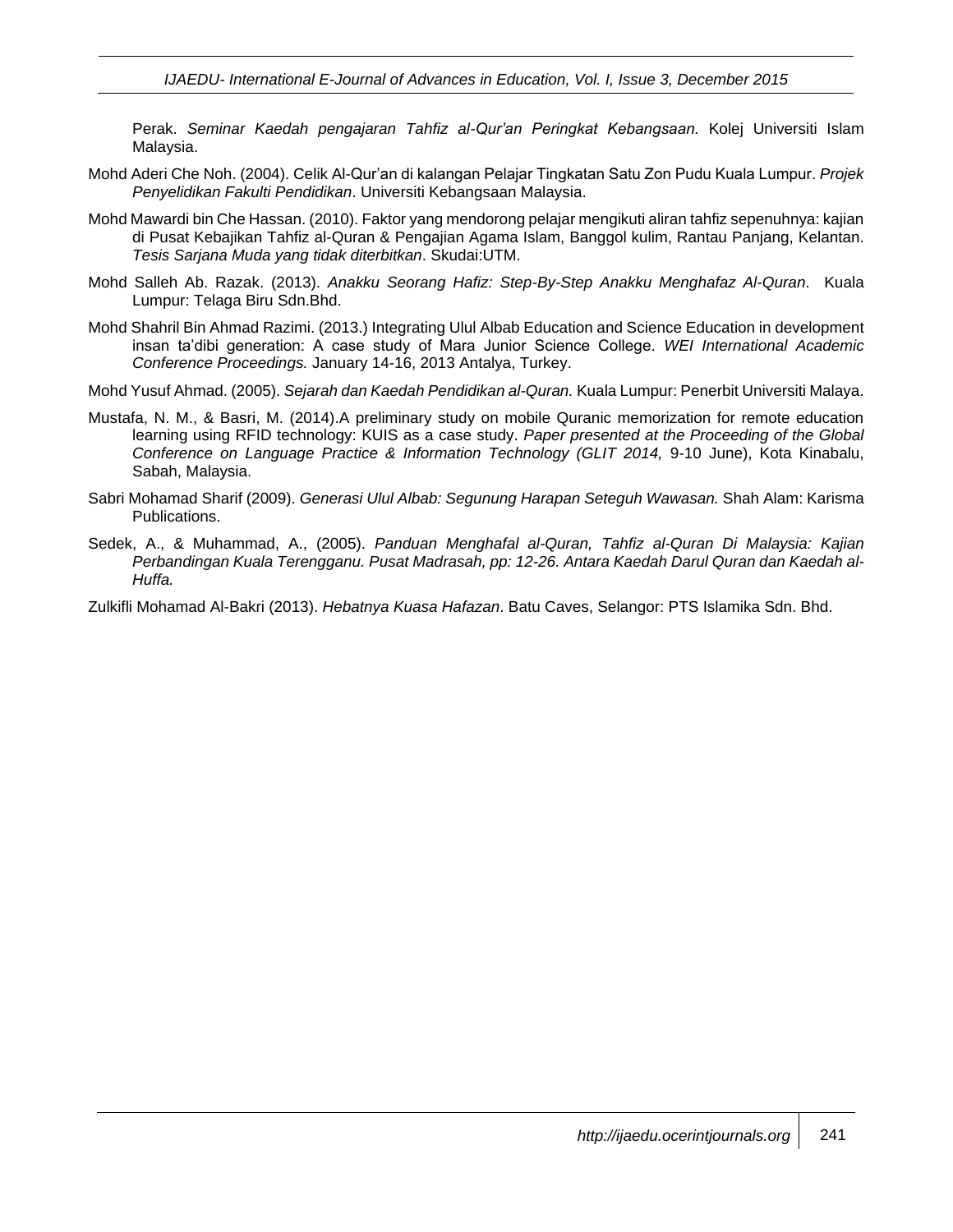Perak. *Seminar Kaedah pengajaran Tahfiz al-Qur'an Peringkat Kebangsaan.* Kolej Universiti Islam Malaysia.

Mohd Aderi Che Noh. (2004). Celik Al-Qur'an di kalangan Pelajar Tingkatan Satu Zon Pudu Kuala Lumpur. *Projek Penyelidikan Fakulti Pendidikan*. Universiti Kebangsaan Malaysia.

Mohd Mawardi bin Che Hassan. (2010). Faktor yang mendorong pelajar mengikuti aliran tahfiz sepenuhnya: kajian di Pusat Kebajikan Tahfiz al-Quran & Pengajian Agama Islam, Banggol kulim, Rantau Panjang, Kelantan. *Tesis Sarjana Muda yang tidak diterbitkan*. Skudai:UTM.

Mohd Salleh Ab. Razak. (2013). *Anakku Seorang Hafiz: Step-By-Step Anakku Menghafaz Al-Quran*. Kuala Lumpur: Telaga Biru Sdn.Bhd.

Mohd Shahril Bin Ahmad Razimi. (2013.) Integrating Ulul Albab Education and Science Education in development insan ta'dibi generation: A case study of Mara Junior Science College. *WEI International Academic Conference Proceedings.* January 14-16, 2013 Antalya, Turkey.

Mohd Yusuf Ahmad. (2005). *Sejarah dan Kaedah Pendidikan al-Quran.* Kuala Lumpur: Penerbit Universiti Malaya.

Mustafa, N. M., & Basri, M. (2014).A preliminary study on mobile Quranic memorization for remote education learning using RFID technology: KUIS as a case study. *Paper presented at the Proceeding of the Global Conference on Language Practice & Information Technology (GLIT 2014,* 9-10 June), Kota Kinabalu, Sabah, Malaysia.

Sabri Mohamad Sharif (2009). *Generasi Ulul Albab: Segunung Harapan Seteguh Wawasan.* Shah Alam: Karisma Publications.

Sedek, A., & Muhammad, A., (2005). *Panduan Menghafal al-Quran, Tahfiz al-Quran Di Malaysia: Kajian Perbandingan Kuala Terengganu. Pusat Madrasah, pp: 12-26. Antara Kaedah Darul Quran dan Kaedah al-Huffa.*

Zulkifli Mohamad Al-Bakri (2013). *Hebatnya Kuasa Hafazan*. Batu Caves, Selangor: PTS Islamika Sdn. Bhd.